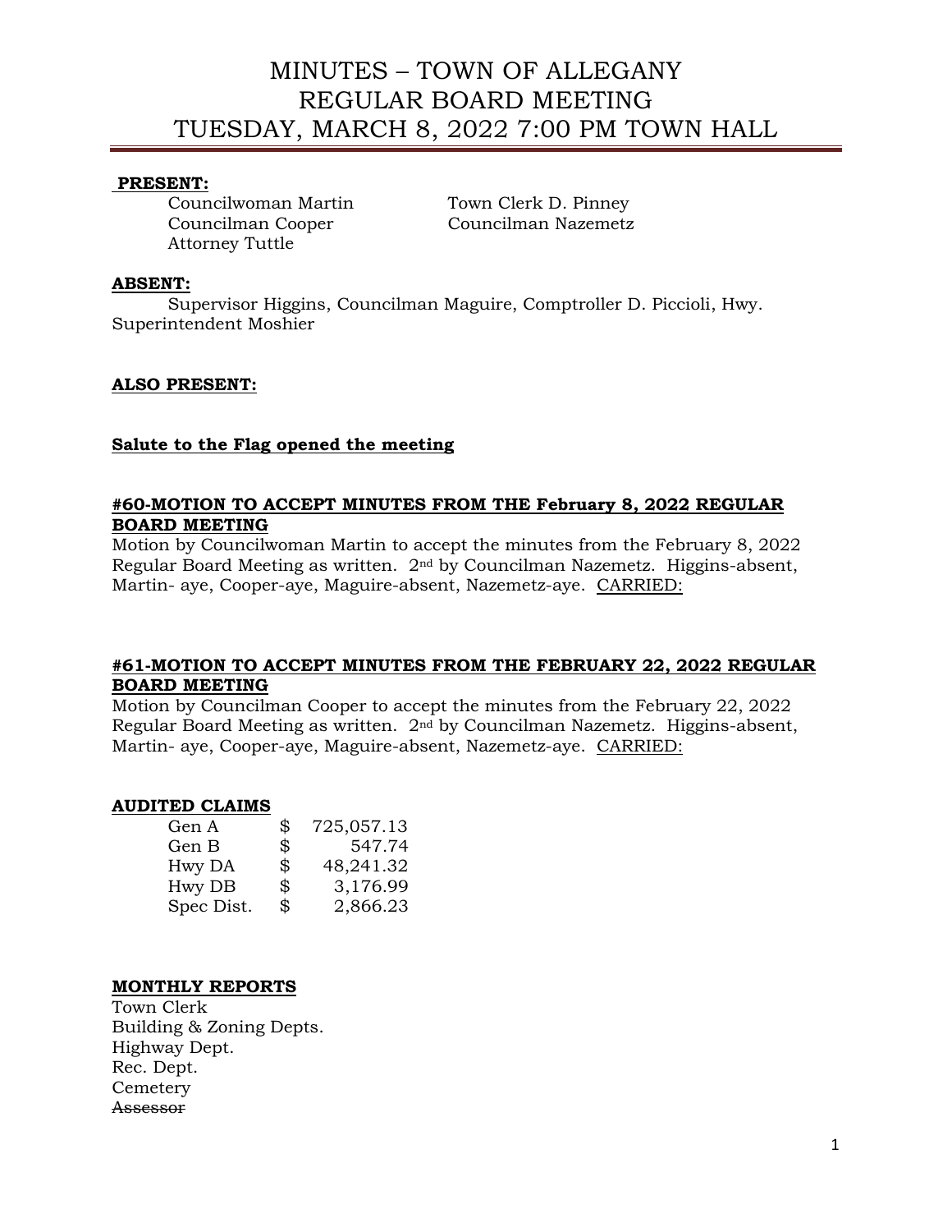# MINUTES – TOWN OF ALLEGANY
# REGULAR BOARD MEETING
# TUESDAY, MARCH 8, 2022 7:00 PM TOWN HALL

**PRESENT:**

Councilwoman Martin
Councilman Cooper
Attorney Tuttle
Town Clerk D. Pinney
Councilman Nazemetz

**ABSENT:**

Supervisor Higgins, Councilman Maguire, Comptroller D. Piccioli, Hwy. Superintendent Moshier

**ALSO PRESENT:**

**Salute to the Flag opened the meeting**

**#60-MOTION TO ACCEPT MINUTES FROM THE February 8, 2022 REGULAR BOARD MEETING**

Motion by Councilwoman Martin to accept the minutes from the February 8, 2022 Regular Board Meeting as written. 2nd by Councilman Nazemetz. Higgins-absent, Martin- aye, Cooper-aye, Maguire-absent, Nazemetz-aye. CARRIED:

**#61-MOTION TO ACCEPT MINUTES FROM THE FEBRUARY 22, 2022 REGULAR BOARD MEETING**

Motion by Councilman Cooper to accept the minutes from the February 22, 2022 Regular Board Meeting as written. 2nd by Councilman Nazemetz. Higgins-absent, Martin- aye, Cooper-aye, Maguire-absent, Nazemetz-aye. CARRIED:

**AUDITED CLAIMS**

| | | |
|---|---|---|
| Gen A | $ | 725,057.13 |
| Gen B | $ | 547.74 |
| Hwy DA | $ | 48,241.32 |
| Hwy DB | $ | 3,176.99 |
| Spec Dist. | $ | 2,866.23 |

**MONTHLY REPORTS**

Town Clerk
Building & Zoning Depts.
Highway Dept.
Rec. Dept.
Cemetery
~~Assessor~~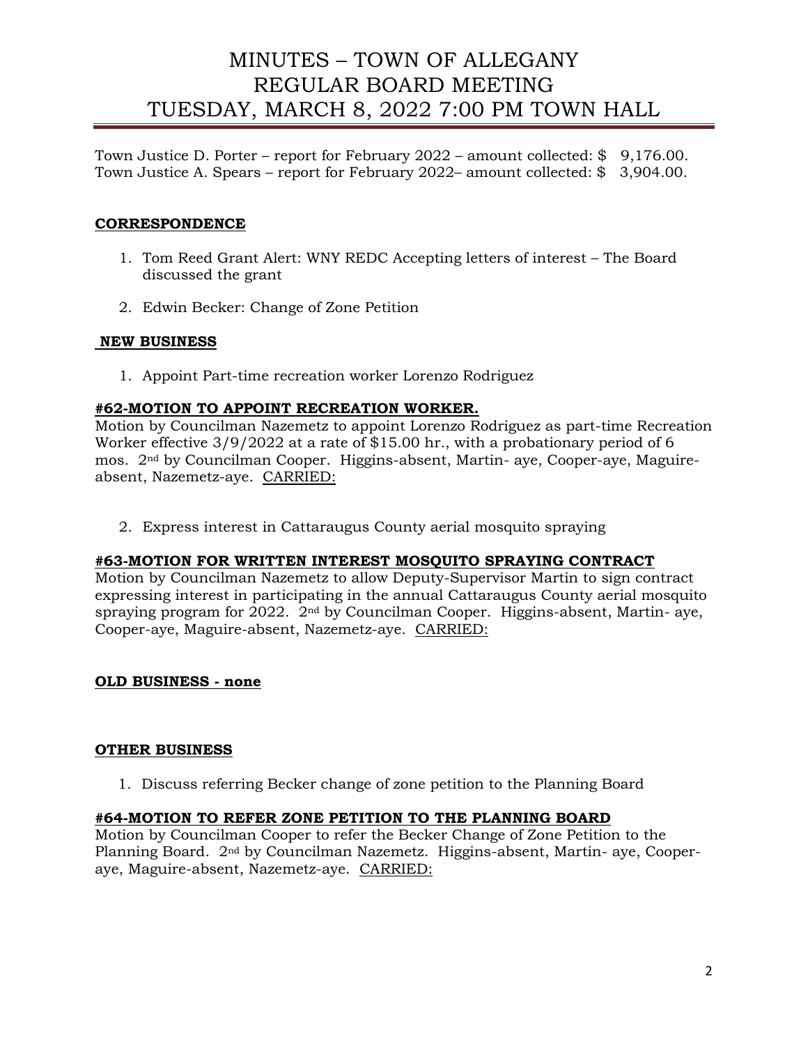Town Justice D. Porter – report for February 2022 – amount collected: $ 9,176.00.
Town Justice A. Spears – report for February 2022– amount collected: $ 3,904.00.

**CORRESPONDENCE**

1. Tom Reed Grant Alert: WNY REDC Accepting letters of interest – The Board discussed the grant
2. Edwin Becker: Change of Zone Petition

**NEW BUSINESS**

1. Appoint Part-time recreation worker Lorenzo Rodriguez

**#62-MOTION TO APPOINT RECREATION WORKER.**

Motion by Councilman Nazemetz to appoint Lorenzo Rodriguez as part-time Recreation Worker effective 3/9/2022 at a rate of $15.00 hr., with a probationary period of 6 mos. 2nd by Councilman Cooper. Higgins-absent, Martin- aye, Cooper-aye, Maguire-absent, Nazemetz-aye. CARRIED:

2. Express interest in Cattaraugus County aerial mosquito spraying

**#63-MOTION FOR WRITTEN INTEREST MOSQUITO SPRAYING CONTRACT**

Motion by Councilman Nazemetz to allow Deputy-Supervisor Martin to sign contract expressing interest in participating in the annual Cattaraugus County aerial mosquito spraying program for 2022. 2nd by Councilman Cooper. Higgins-absent, Martin- aye, Cooper-aye, Maguire-absent, Nazemetz-aye. CARRIED:

**OLD BUSINESS - none**

**OTHER BUSINESS**

1. Discuss referring Becker change of zone petition to the Planning Board

**#64-MOTION TO REFER ZONE PETITION TO THE PLANNING BOARD**

Motion by Councilman Cooper to refer the Becker Change of Zone Petition to the Planning Board. 2nd by Councilman Nazemetz. Higgins-absent, Martin- aye, Cooper-aye, Maguire-absent, Nazemetz-aye. CARRIED: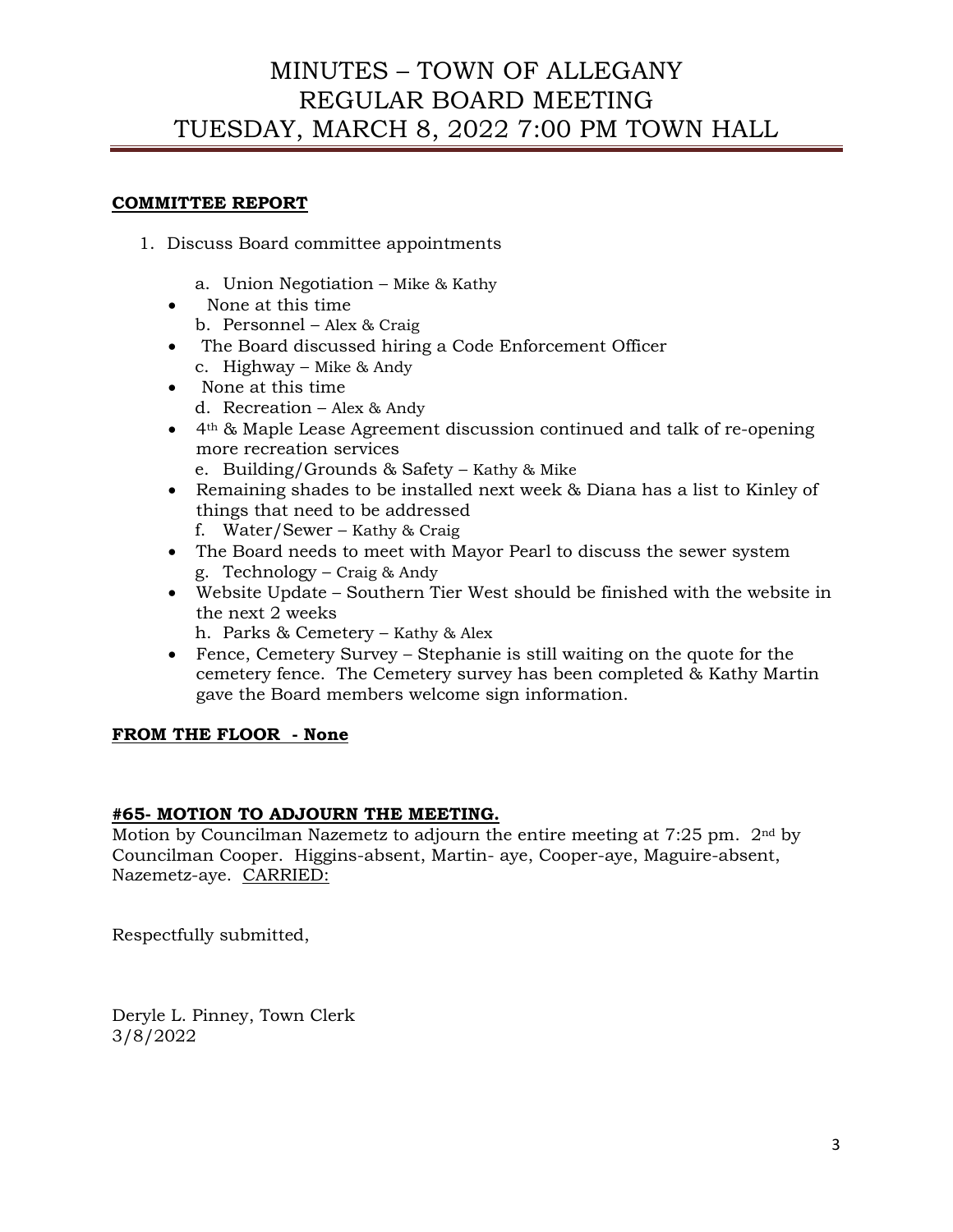# MINUTES – TOWN OF ALLEGANY
# REGULAR BOARD MEETING
# TUESDAY, MARCH 8, 2022 7:00 PM TOWN HALL

**COMMITTEE REPORT**

1. Discuss Board committee appointments

   a. Union Negotiation – Mike & Kathy
   - None at this time

   b. Personnel – Alex & Craig
   - The Board discussed hiring a Code Enforcement Officer

   c. Highway – Mike & Andy
   - None at this time

   d. Recreation – Alex & Andy
   - 4th & Maple Lease Agreement discussion continued and talk of re-opening more recreation services

   e. Building/Grounds & Safety – Kathy & Mike
   - Remaining shades to be installed next week & Diana has a list to Kinley of things that need to be addressed

   f. Water/Sewer – Kathy & Craig
   - The Board needs to meet with Mayor Pearl to discuss the sewer system

   g. Technology – Craig & Andy
   - Website Update – Southern Tier West should be finished with the website in the next 2 weeks

   h. Parks & Cemetery – Kathy & Alex
   - Fence, Cemetery Survey – Stephanie is still waiting on the quote for the cemetery fence. The Cemetery survey has been completed & Kathy Martin gave the Board members welcome sign information.

**FROM THE FLOOR - None**

**#65- MOTION TO ADJOURN THE MEETING.**

Motion by Councilman Nazemetz to adjourn the entire meeting at 7:25 pm. 2nd by Councilman Cooper. Higgins-absent, Martin- aye, Cooper-aye, Maguire-absent, Nazemetz-aye. CARRIED:

Respectfully submitted,

Deryle L. Pinney, Town Clerk
3/8/2022